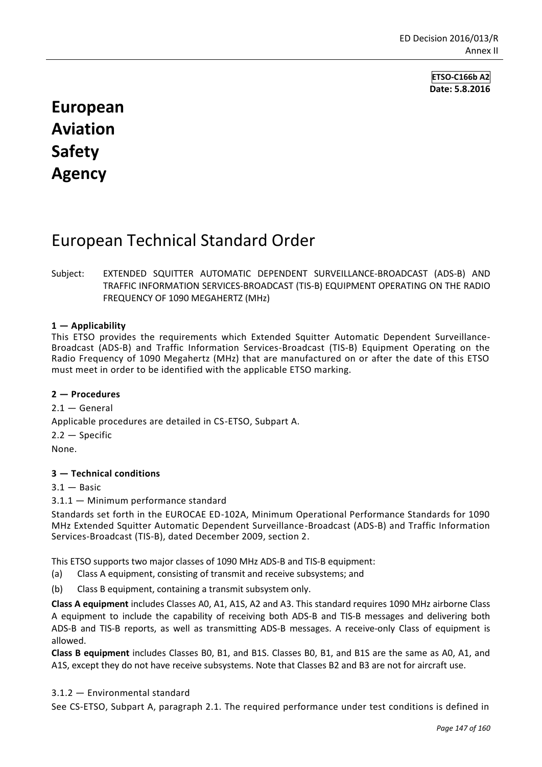**ETSO-C166b A2**
**Date: 5.8.2016**

# European Aviation Safety Agency

# European Technical Standard Order

Subject: EXTENDED SQUITTER AUTOMATIC DEPENDENT SURVEILLANCE-BROADCAST (ADS-B) AND TRAFFIC INFORMATION SERVICES-BROADCAST (TIS-B) EQUIPMENT OPERATING ON THE RADIO FREQUENCY OF 1090 MEGAHERTZ (MHz)

## 1 — Applicability

This ETSO provides the requirements which Extended Squitter Automatic Dependent Surveillance-Broadcast (ADS-B) and Traffic Information Services-Broadcast (TIS-B) Equipment Operating on the Radio Frequency of 1090 Megahertz (MHz) that are manufactured on or after the date of this ETSO must meet in order to be identified with the applicable ETSO marking.

## 2 — Procedures

2.1 — General

Applicable procedures are detailed in CS-ETSO, Subpart A.

2.2 — Specific

None.

## 3 — Technical conditions

3.1 — Basic

3.1.1 — Minimum performance standard

Standards set forth in the EUROCAE ED-102A, Minimum Operational Performance Standards for 1090 MHz Extended Squitter Automatic Dependent Surveillance-Broadcast (ADS-B) and Traffic Information Services-Broadcast (TIS-B), dated December 2009, section 2.

This ETSO supports two major classes of 1090 MHz ADS-B and TIS-B equipment:

(a) Class A equipment, consisting of transmit and receive subsystems; and

(b) Class B equipment, containing a transmit subsystem only.

**Class A equipment** includes Classes A0, A1, A1S, A2 and A3. This standard requires 1090 MHz airborne Class A equipment to include the capability of receiving both ADS-B and TIS-B messages and delivering both ADS-B and TIS-B reports, as well as transmitting ADS-B messages. A receive-only Class of equipment is allowed.

**Class B equipment** includes Classes B0, B1, and B1S. Classes B0, B1, and B1S are the same as A0, A1, and A1S, except they do not have receive subsystems. Note that Classes B2 and B3 are not for aircraft use.

3.1.2 — Environmental standard

See CS-ETSO, Subpart A, paragraph 2.1. The required performance under test conditions is defined in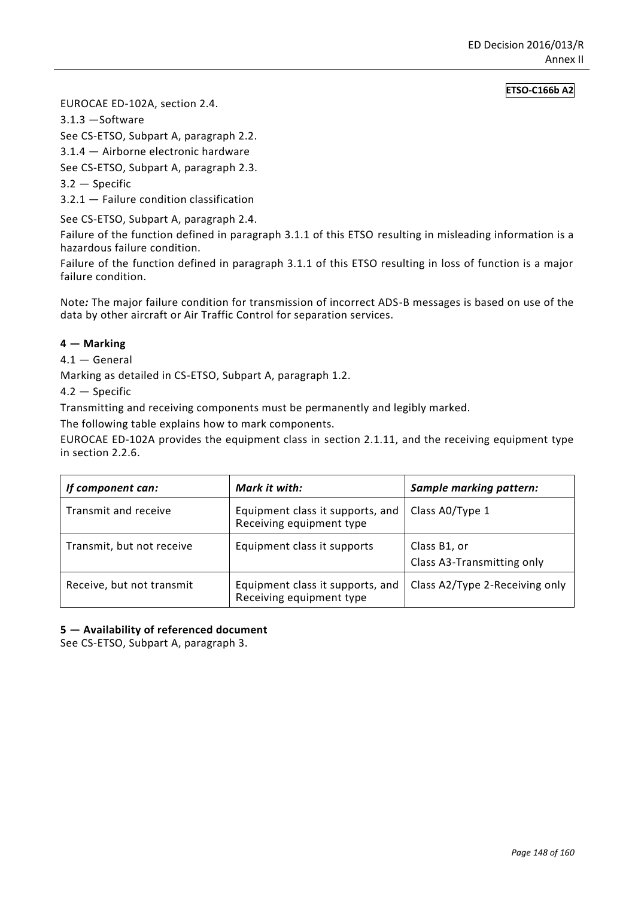**ETSO-C166b A2**

EUROCAE ED-102A, section 2.4.

3.1.3 —Software

See CS-ETSO, Subpart A, paragraph 2.2.

3.1.4 — Airborne electronic hardware

See CS-ETSO, Subpart A, paragraph 2.3.

3.2 — Specific

3.2.1 — Failure condition classification

See CS-ETSO, Subpart A, paragraph 2.4.

Failure of the function defined in paragraph 3.1.1 of this ETSO resulting in misleading information is a hazardous failure condition.

Failure of the function defined in paragraph 3.1.1 of this ETSO resulting in loss of function is a major failure condition.

Note*:* The major failure condition for transmission of incorrect ADS-B messages is based on use of the data by other aircraft or Air Traffic Control for separation services.

**4 — Marking**

4.1 — General

Marking as detailed in CS-ETSO, Subpart A, paragraph 1.2.

4.2 — Specific

Transmitting and receiving components must be permanently and legibly marked.

The following table explains how to mark components.

EUROCAE ED-102A provides the equipment class in section 2.1.11, and the receiving equipment type in section 2.2.6.

| *If component can:* | *Mark it with:* | *Sample marking pattern:* |
|---|---|---|
| Transmit and receive | Equipment class it supports, and Receiving equipment type | Class A0/Type 1 |
| Transmit, but not receive | Equipment class it supports | Class B1, or<br>Class A3-Transmitting only |
| Receive, but not transmit | Equipment class it supports, and Receiving equipment type | Class A2/Type 2-Receiving only |

**5 — Availability of referenced document**

See CS-ETSO, Subpart A, paragraph 3.